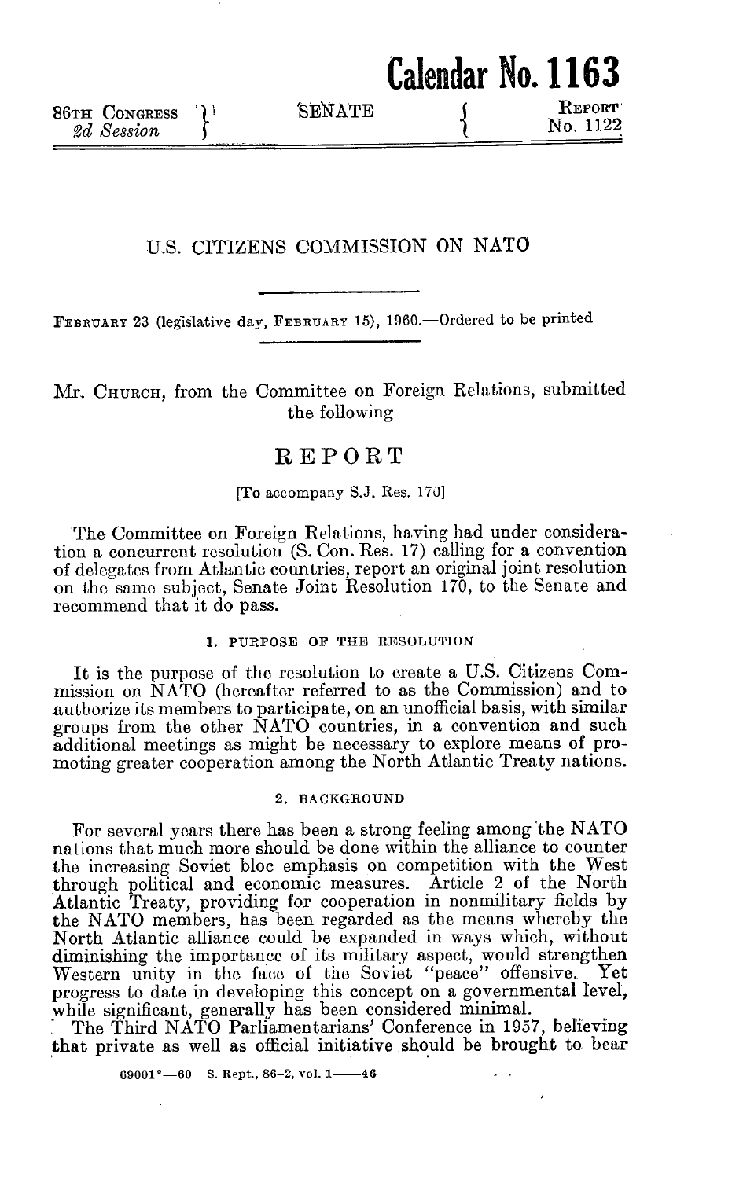# Calendar No. 1163

86TH CONGRESS
2d Session

SENATE

REPORT
No. 1122

## U.S. CITIZENS COMMISSION ON NATO

FEBRUARY 23 (legislative day, FEBRUARY 15), 1960.—Ordered to be printed

Mr. CHURCH, from the Committee on Foreign Relations, submitted the following

## REPORT

[To accompany S.J. Res. 170]

The Committee on Foreign Relations, having had under consideration a concurrent resolution (S. Con. Res. 17) calling for a convention of delegates from Atlantic countries, report an original joint resolution on the same subject, Senate Joint Resolution 170, to the Senate and recommend that it do pass.

### 1. PURPOSE OF THE RESOLUTION

It is the purpose of the resolution to create a U.S. Citizens Commission on NATO (hereafter referred to as the Commission) and to authorize its members to participate, on an unofficial basis, with similar groups from the other NATO countries, in a convention and such additional meetings as might be necessary to explore means of promoting greater cooperation among the North Atlantic Treaty nations.

### 2. BACKGROUND

For several years there has been a strong feeling among the NATO nations that much more should be done within the alliance to counter the increasing Soviet bloc emphasis on competition with the West through political and economic measures. Article 2 of the North Atlantic Treaty, providing for cooperation in nonmilitary fields by the NATO members, has been regarded as the means whereby the North Atlantic alliance could be expanded in ways which, without diminishing the importance of its military aspect, would strengthen Western unity in the face of the Soviet "peace" offensive. Yet progress to date in developing this concept on a governmental level, while significant, generally has been considered minimal.

The Third NATO Parliamentarians' Conference in 1957, believing that private as well as official initiative should be brought to bear

69001°—60 S. Rept., 86-2, vol. 1——46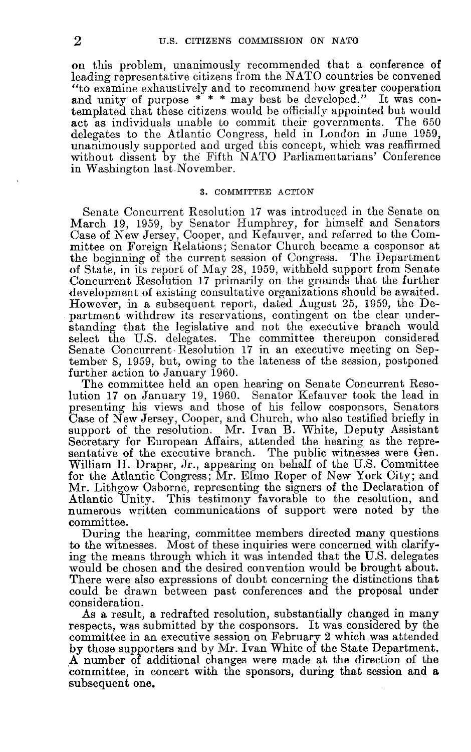on this problem, unanimously recommended that a conference of leading representative citizens from the NATO countries be convened "to examine exhaustively and to recommend how greater cooperation and unity of purpose * * * may best be developed." It was contemplated that these citizens would be officially appointed but would act as individuals unable to commit their governments. The 650 delegates to the Atlantic Congress, held in London in June 1959, unanimously supported and urged this concept, which was reaffirmed without dissent by the Fifth NATO Parliamentarians' Conference in Washington last November.

### 3. COMMITTEE ACTION

Senate Concurrent Resolution 17 was introduced in the Senate on March 19, 1959, by Senator Humphrey, for himself and Senators Case of New Jersey, Cooper, and Kefauver, and referred to the Committee on Foreign Relations; Senator Church became a cosponsor at the beginning of the current session of Congress. The Department of State, in its report of May 28, 1959, withheld support from Senate Concurrent Resolution 17 primarily on the grounds that the further development of existing consultative organizations should be awaited. However, in a subsequent report, dated August 25, 1959, the Department withdrew its reservations, contingent on the clear understanding that the legislative and not the executive branch would select the U.S. delegates. The committee thereupon considered Senate Concurrent Resolution 17 in an executive meeting on September 8, 1959, but, owing to the lateness of the session, postponed further action to January 1960.

The committee held an open hearing on Senate Concurrent Resolution 17 on January 19, 1960. Senator Kefauver took the lead in presenting his views and those of his fellow cosponsors, Senators Case of New Jersey, Cooper, and Church, who also testified briefly in support of the resolution. Mr. Ivan B. White, Deputy Assistant Secretary for European Affairs, attended the hearing as the representative of the executive branch. The public witnesses were Gen. William H. Draper, Jr., appearing on behalf of the U.S. Committee for the Atlantic Congress; Mr. Elmo Roper of New York City; and Mr. Lithgow Osborne, representing the signers of the Declaration of Atlantic Unity. This testimony favorable to the resolution, and numerous written communications of support were noted by the committee.

During the hearing, committee members directed many questions to the witnesses. Most of these inquiries were concerned with clarifying the means through which it was intended that the U.S. delegates would be chosen and the desired convention would be brought about. There were also expressions of doubt concerning the distinctions that could be drawn between past conferences and the proposal under consideration.

As a result, a redrafted resolution, substantially changed in many respects, was submitted by the cosponsors. It was considered by the committee in an executive session on February 2 which was attended by those supporters and by Mr. Ivan White of the State Department. A number of additional changes were made at the direction of the committee, in concert with the sponsors, during that session and a subsequent one.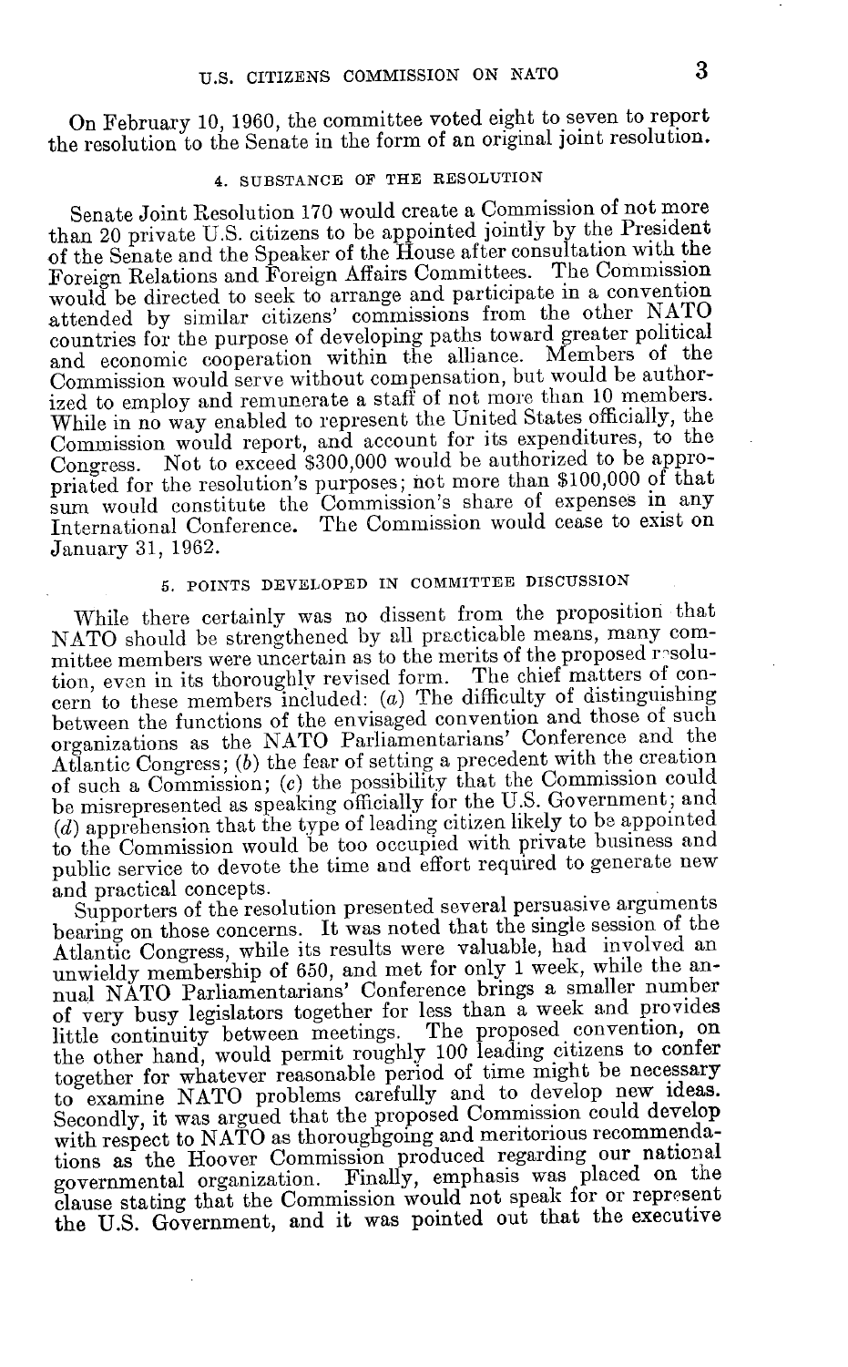On February 10, 1960, the committee voted eight to seven to report the resolution to the Senate in the form of an original joint resolution.

### 4. SUBSTANCE OF THE RESOLUTION

Senate Joint Resolution 170 would create a Commission of not more than 20 private U.S. citizens to be appointed jointly by the President of the Senate and the Speaker of the House after consultation with the Foreign Relations and Foreign Affairs Committees. The Commission would be directed to seek to arrange and participate in a convention attended by similar citizens' commissions from the other NATO countries for the purpose of developing paths toward greater political and economic cooperation within the alliance. Members of the Commission would serve without compensation, but would be authorized to employ and remunerate a staff of not more than 10 members. While in no way enabled to represent the United States officially, the Commission would report, and account for its expenditures, to the Congress. Not to exceed $300,000 would be authorized to be appropriated for the resolution's purposes; not more than $100,000 of that sum would constitute the Commission's share of expenses in any International Conference. The Commission would cease to exist on January 31, 1962.

### 5. POINTS DEVELOPED IN COMMITTEE DISCUSSION

While there certainly was no dissent from the proposition that NATO should be strengthened by all practicable means, many committee members were uncertain as to the merits of the proposed resolution, even in its thoroughly revised form. The chief matters of concern to these members included: (*a*) The difficulty of distinguishing between the functions of the envisaged convention and those of such organizations as the NATO Parliamentarians' Conference and the Atlantic Congress; (*b*) the fear of setting a precedent with the creation of such a Commission; (*c*) the possibility that the Commission could be misrepresented as speaking officially for the U.S. Government; and (*d*) apprehension that the type of leading citizen likely to be appointed to the Commission would be too occupied with private business and public service to devote the time and effort required to generate new and practical concepts.

Supporters of the resolution presented several persuasive arguments bearing on those concerns. It was noted that the single session of the Atlantic Congress, while its results were valuable, had involved an unwieldy membership of 650, and met for only 1 week, while the annual NATO Parliamentarians' Conference brings a smaller number of very busy legislators together for less than a week and provides little continuity between meetings. The proposed convention, on the other hand, would permit roughly 100 leading citizens to confer together for whatever reasonable period of time might be necessary to examine NATO problems carefully and to develop new ideas. Secondly, it was argued that the proposed Commission could develop with respect to NATO as thoroughgoing and meritorious recommendations as the Hoover Commission produced regarding our national governmental organization. Finally, emphasis was placed on the clause stating that the Commission would not speak for or represent the U.S. Government, and it was pointed out that the executive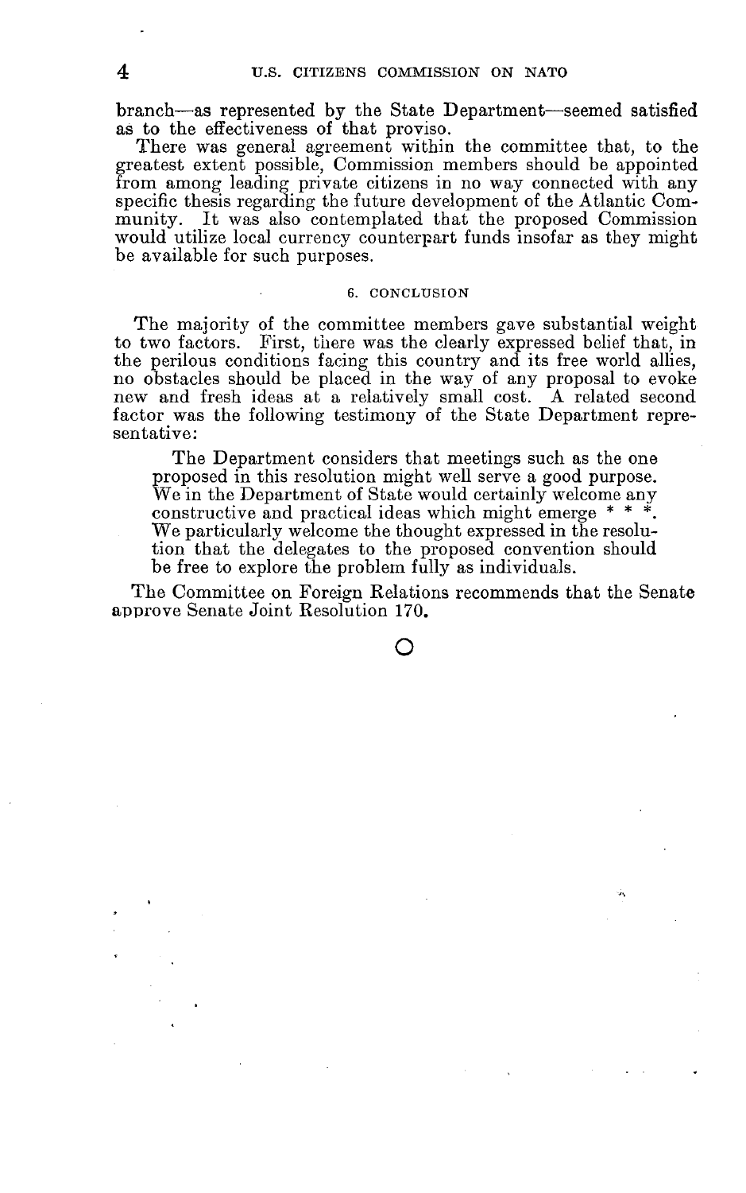branch—as represented by the State Department—seemed satisfied as to the effectiveness of that proviso.

There was general agreement within the committee that, to the greatest extent possible, Commission members should be appointed from among leading private citizens in no way connected with any specific thesis regarding the future development of the Atlantic Community. It was also contemplated that the proposed Commission would utilize local currency counterpart funds insofar as they might be available for such purposes.

## 6. CONCLUSION

The majority of the committee members gave substantial weight to two factors. First, there was the clearly expressed belief that, in the perilous conditions facing this country and its free world allies, no obstacles should be placed in the way of any proposal to evoke new and fresh ideas at a relatively small cost. A related second factor was the following testimony of the State Department representative:

> The Department considers that meetings such as the one proposed in this resolution might well serve a good purpose. We in the Department of State would certainly welcome any constructive and practical ideas which might emerge * * *. We particularly welcome the thought expressed in the resolution that the delegates to the proposed convention should be free to explore the problem fully as individuals.

The Committee on Foreign Relations recommends that the Senate approve Senate Joint Resolution 170.

O